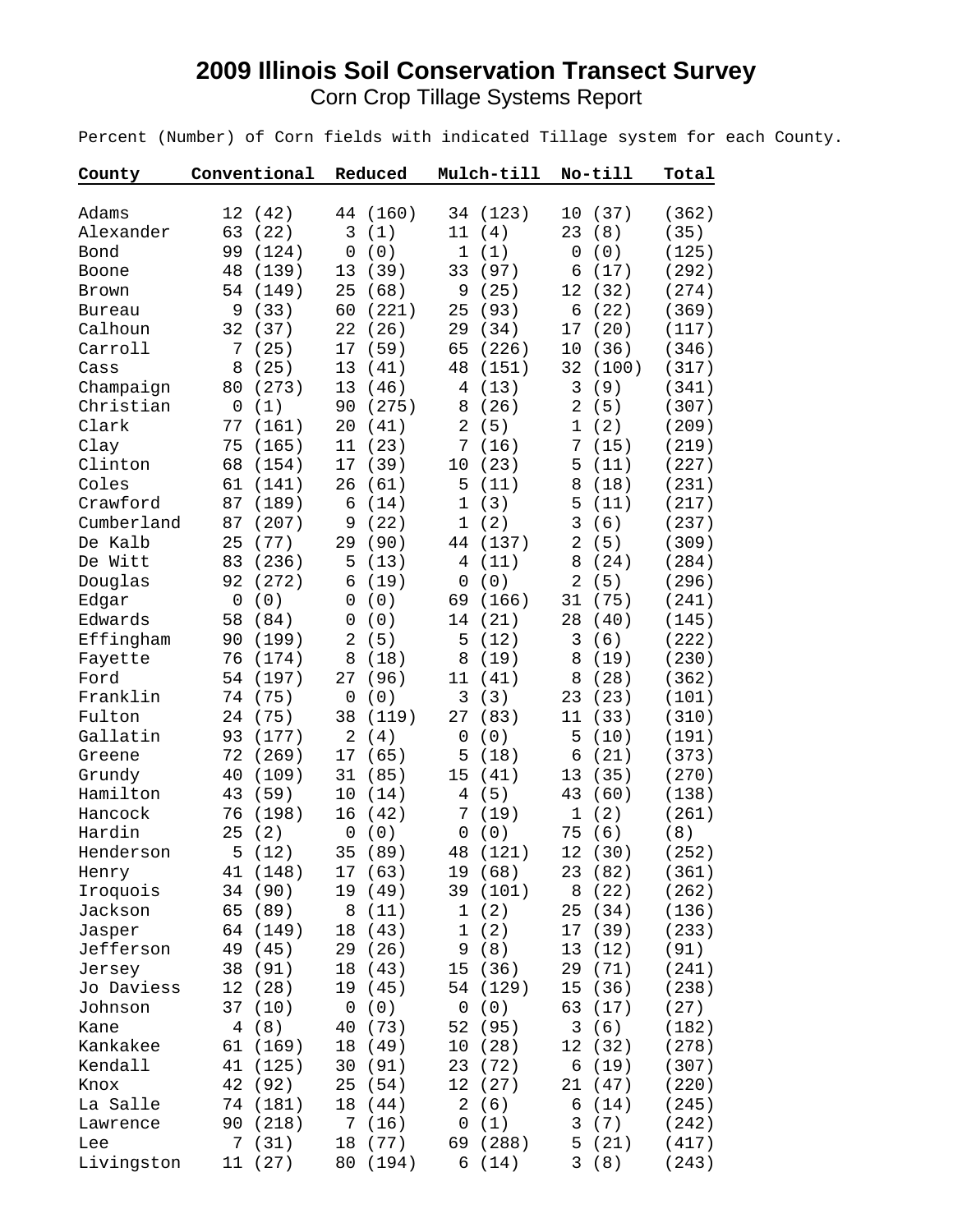# 2009 Illinois Soil Conservation Transect Survey

Corn Crop Tillage Systems Report

Percent (Number) of Corn fields with indicated Tillage system for each County.

| County | Conventional | Reduced | Mulch-till | No-till | Total |
|---|---|---|---|---|---|
| Adams | 12 (42) | 44 (160) | 34 (123) | 10 (37) | (362) |
| Alexander | 63 (22) | 3 (1) | 11 (4) | 23 (8) | (35) |
| Bond | 99 (124) | 0 (0) | 1 (1) | 0 (0) | (125) |
| Boone | 48 (139) | 13 (39) | 33 (97) | 6 (17) | (292) |
| Brown | 54 (149) | 25 (68) | 9 (25) | 12 (32) | (274) |
| Bureau | 9 (33) | 60 (221) | 25 (93) | 6 (22) | (369) |
| Calhoun | 32 (37) | 22 (26) | 29 (34) | 17 (20) | (117) |
| Carroll | 7 (25) | 17 (59) | 65 (226) | 10 (36) | (346) |
| Cass | 8 (25) | 13 (41) | 48 (151) | 32 (100) | (317) |
| Champaign | 80 (273) | 13 (46) | 4 (13) | 3 (9) | (341) |
| Christian | 0 (1) | 90 (275) | 8 (26) | 2 (5) | (307) |
| Clark | 77 (161) | 20 (41) | 2 (5) | 1 (2) | (209) |
| Clay | 75 (165) | 11 (23) | 7 (16) | 7 (15) | (219) |
| Clinton | 68 (154) | 17 (39) | 10 (23) | 5 (11) | (227) |
| Coles | 61 (141) | 26 (61) | 5 (11) | 8 (18) | (231) |
| Crawford | 87 (189) | 6 (14) | 1 (3) | 5 (11) | (217) |
| Cumberland | 87 (207) | 9 (22) | 1 (2) | 3 (6) | (237) |
| De Kalb | 25 (77) | 29 (90) | 44 (137) | 2 (5) | (309) |
| De Witt | 83 (236) | 5 (13) | 4 (11) | 8 (24) | (284) |
| Douglas | 92 (272) | 6 (19) | 0 (0) | 2 (5) | (296) |
| Edgar | 0 (0) | 0 (0) | 69 (166) | 31 (75) | (241) |
| Edwards | 58 (84) | 0 (0) | 14 (21) | 28 (40) | (145) |
| Effingham | 90 (199) | 2 (5) | 5 (12) | 3 (6) | (222) |
| Fayette | 76 (174) | 8 (18) | 8 (19) | 8 (19) | (230) |
| Ford | 54 (197) | 27 (96) | 11 (41) | 8 (28) | (362) |
| Franklin | 74 (75) | 0 (0) | 3 (3) | 23 (23) | (101) |
| Fulton | 24 (75) | 38 (119) | 27 (83) | 11 (33) | (310) |
| Gallatin | 93 (177) | 2 (4) | 0 (0) | 5 (10) | (191) |
| Greene | 72 (269) | 17 (65) | 5 (18) | 6 (21) | (373) |
| Grundy | 40 (109) | 31 (85) | 15 (41) | 13 (35) | (270) |
| Hamilton | 43 (59) | 10 (14) | 4 (5) | 43 (60) | (138) |
| Hancock | 76 (198) | 16 (42) | 7 (19) | 1 (2) | (261) |
| Hardin | 25 (2) | 0 (0) | 0 (0) | 75 (6) | (8) |
| Henderson | 5 (12) | 35 (89) | 48 (121) | 12 (30) | (252) |
| Henry | 41 (148) | 17 (63) | 19 (68) | 23 (82) | (361) |
| Iroquois | 34 (90) | 19 (49) | 39 (101) | 8 (22) | (262) |
| Jackson | 65 (89) | 8 (11) | 1 (2) | 25 (34) | (136) |
| Jasper | 64 (149) | 18 (43) | 1 (2) | 17 (39) | (233) |
| Jefferson | 49 (45) | 29 (26) | 9 (8) | 13 (12) | (91) |
| Jersey | 38 (91) | 18 (43) | 15 (36) | 29 (71) | (241) |
| Jo Daviess | 12 (28) | 19 (45) | 54 (129) | 15 (36) | (238) |
| Johnson | 37 (10) | 0 (0) | 0 (0) | 63 (17) | (27) |
| Kane | 4 (8) | 40 (73) | 52 (95) | 3 (6) | (182) |
| Kankakee | 61 (169) | 18 (49) | 10 (28) | 12 (32) | (278) |
| Kendall | 41 (125) | 30 (91) | 23 (72) | 6 (19) | (307) |
| Knox | 42 (92) | 25 (54) | 12 (27) | 21 (47) | (220) |
| La Salle | 74 (181) | 18 (44) | 2 (6) | 6 (14) | (245) |
| Lawrence | 90 (218) | 7 (16) | 0 (1) | 3 (7) | (242) |
| Lee | 7 (31) | 18 (77) | 69 (288) | 5 (21) | (417) |
| Livingston | 11 (27) | 80 (194) | 6 (14) | 3 (8) | (243) |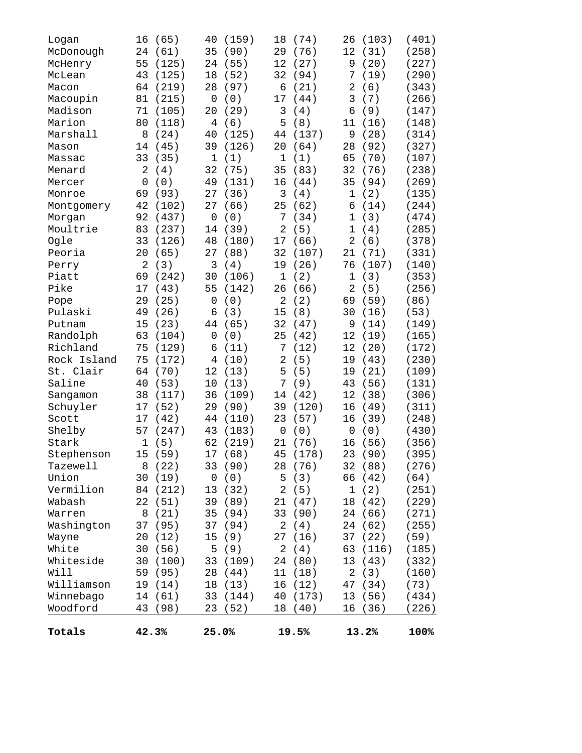| | | | | | |
|---|---|---|---|---|---|
| Logan | 16 (65) | 40 (159) | 18 (74) | 26 (103) | (401) |
| McDonough | 24 (61) | 35 (90) | 29 (76) | 12 (31) | (258) |
| McHenry | 55 (125) | 24 (55) | 12 (27) | 9 (20) | (227) |
| McLean | 43 (125) | 18 (52) | 32 (94) | 7 (19) | (290) |
| Macon | 64 (219) | 28 (97) | 6 (21) | 2 (6) | (343) |
| Macoupin | 81 (215) | 0 (0) | 17 (44) | 3 (7) | (266) |
| Madison | 71 (105) | 20 (29) | 3 (4) | 6 (9) | (147) |
| Marion | 80 (118) | 4 (6) | 5 (8) | 11 (16) | (148) |
| Marshall | 8 (24) | 40 (125) | 44 (137) | 9 (28) | (314) |
| Mason | 14 (45) | 39 (126) | 20 (64) | 28 (92) | (327) |
| Massac | 33 (35) | 1 (1) | 1 (1) | 65 (70) | (107) |
| Menard | 2 (4) | 32 (75) | 35 (83) | 32 (76) | (238) |
| Mercer | 0 (0) | 49 (131) | 16 (44) | 35 (94) | (269) |
| Monroe | 69 (93) | 27 (36) | 3 (4) | 1 (2) | (135) |
| Montgomery | 42 (102) | 27 (66) | 25 (62) | 6 (14) | (244) |
| Morgan | 92 (437) | 0 (0) | 7 (34) | 1 (3) | (474) |
| Moultrie | 83 (237) | 14 (39) | 2 (5) | 1 (4) | (285) |
| Ogle | 33 (126) | 48 (180) | 17 (66) | 2 (6) | (378) |
| Peoria | 20 (65) | 27 (88) | 32 (107) | 21 (71) | (331) |
| Perry | 2 (3) | 3 (4) | 19 (26) | 76 (107) | (140) |
| Piatt | 69 (242) | 30 (106) | 1 (2) | 1 (3) | (353) |
| Pike | 17 (43) | 55 (142) | 26 (66) | 2 (5) | (256) |
| Pope | 29 (25) | 0 (0) | 2 (2) | 69 (59) | (86) |
| Pulaski | 49 (26) | 6 (3) | 15 (8) | 30 (16) | (53) |
| Putnam | 15 (23) | 44 (65) | 32 (47) | 9 (14) | (149) |
| Randolph | 63 (104) | 0 (0) | 25 (42) | 12 (19) | (165) |
| Richland | 75 (129) | 6 (11) | 7 (12) | 12 (20) | (172) |
| Rock Island | 75 (172) | 4 (10) | 2 (5) | 19 (43) | (230) |
| St. Clair | 64 (70) | 12 (13) | 5 (5) | 19 (21) | (109) |
| Saline | 40 (53) | 10 (13) | 7 (9) | 43 (56) | (131) |
| Sangamon | 38 (117) | 36 (109) | 14 (42) | 12 (38) | (306) |
| Schuyler | 17 (52) | 29 (90) | 39 (120) | 16 (49) | (311) |
| Scott | 17 (42) | 44 (110) | 23 (57) | 16 (39) | (248) |
| Shelby | 57 (247) | 43 (183) | 0 (0) | 0 (0) | (430) |
| Stark | 1 (5) | 62 (219) | 21 (76) | 16 (56) | (356) |
| Stephenson | 15 (59) | 17 (68) | 45 (178) | 23 (90) | (395) |
| Tazewell | 8 (22) | 33 (90) | 28 (76) | 32 (88) | (276) |
| Union | 30 (19) | 0 (0) | 5 (3) | 66 (42) | (64) |
| Vermilion | 84 (212) | 13 (32) | 2 (5) | 1 (2) | (251) |
| Wabash | 22 (51) | 39 (89) | 21 (47) | 18 (42) | (229) |
| Warren | 8 (21) | 35 (94) | 33 (90) | 24 (66) | (271) |
| Washington | 37 (95) | 37 (94) | 2 (4) | 24 (62) | (255) |
| Wayne | 20 (12) | 15 (9) | 27 (16) | 37 (22) | (59) |
| White | 30 (56) | 5 (9) | 2 (4) | 63 (116) | (185) |
| Whiteside | 30 (100) | 33 (109) | 24 (80) | 13 (43) | (332) |
| Will | 59 (95) | 28 (44) | 11 (18) | 2 (3) | (160) |
| Williamson | 19 (14) | 18 (13) | 16 (12) | 47 (34) | (73) |
| Winnebago | 14 (61) | 33 (144) | 40 (173) | 13 (56) | (434) |
| Woodford | 43 (98) | 23 (52) | 18 (40) | 16 (36) | (226) |
| **Totals** | **42.3%** | **25.0%** | **19.5%** | **13.2%** | **100%** |